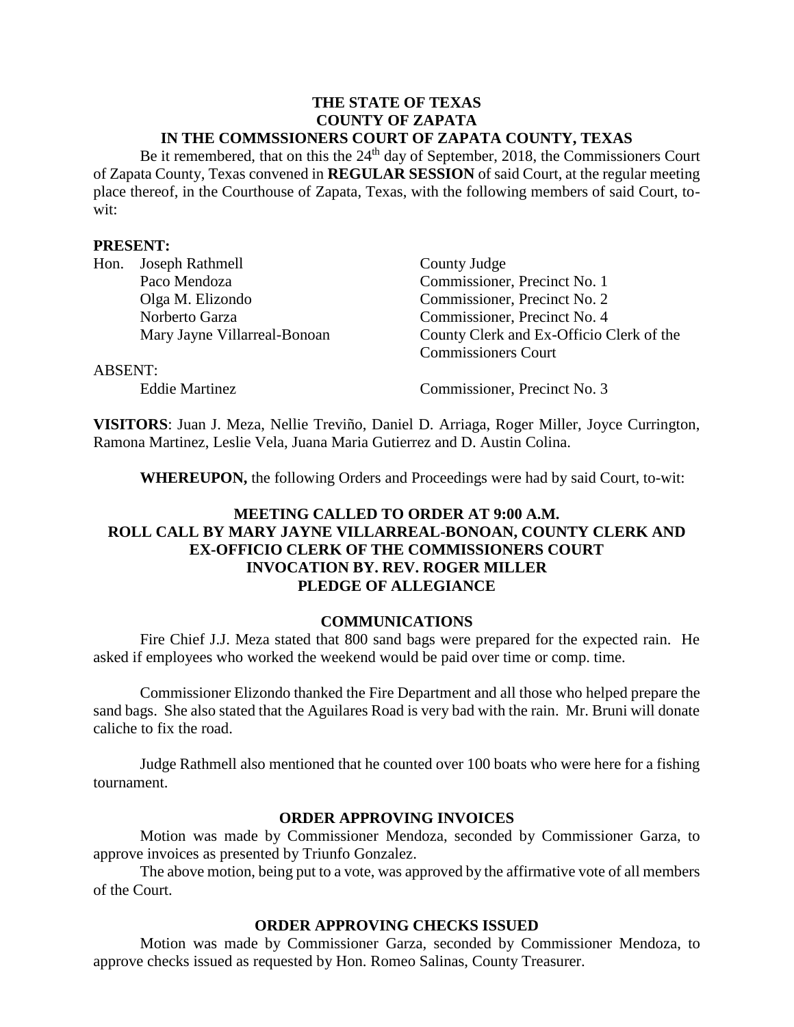**THE STATE OF TEXAS**
**COUNTY OF ZAPATA**
**IN THE COMMSSIONERS COURT OF ZAPATA COUNTY, TEXAS**

Be it remembered, that on this the 24th day of September, 2018, the Commissioners Court of Zapata County, Texas convened in **REGULAR SESSION** of said Court, at the regular meeting place thereof, in the Courthouse of Zapata, Texas, with the following members of said Court, to-wit:

**PRESENT:**

| | | |
|---|---|---|
| Hon. | Joseph Rathmell | County Judge |
| | Paco Mendoza | Commissioner, Precinct No. 1 |
| | Olga M. Elizondo | Commissioner, Precinct No. 2 |
| | Norberto Garza | Commissioner, Precinct No. 4 |
| | Mary Jayne Villarreal-Bonoan | County Clerk and Ex-Officio Clerk of the Commissioners Court |

ABSENT:

| | |
|---|---|
| Eddie Martinez | Commissioner, Precinct No. 3 |

**VISITORS**: Juan J. Meza, Nellie Treviño, Daniel D. Arriaga, Roger Miller, Joyce Currington, Ramona Martinez, Leslie Vela, Juana Maria Gutierrez and D. Austin Colina.

**WHEREUPON,** the following Orders and Proceedings were had by said Court, to-wit:

**MEETING CALLED TO ORDER AT 9:00 A.M.**
**ROLL CALL BY MARY JAYNE VILLARREAL-BONOAN, COUNTY CLERK AND EX-OFFICIO CLERK OF THE COMMISSIONERS COURT**
**INVOCATION BY. REV. ROGER MILLER**
**PLEDGE OF ALLEGIANCE**

**COMMUNICATIONS**

Fire Chief J.J. Meza stated that 800 sand bags were prepared for the expected rain. He asked if employees who worked the weekend would be paid over time or comp. time.

Commissioner Elizondo thanked the Fire Department and all those who helped prepare the sand bags. She also stated that the Aguilares Road is very bad with the rain. Mr. Bruni will donate caliche to fix the road.

Judge Rathmell also mentioned that he counted over 100 boats who were here for a fishing tournament.

**ORDER APPROVING INVOICES**

Motion was made by Commissioner Mendoza, seconded by Commissioner Garza, to approve invoices as presented by Triunfo Gonzalez.

The above motion, being put to a vote, was approved by the affirmative vote of all members of the Court.

**ORDER APPROVING CHECKS ISSUED**

Motion was made by Commissioner Garza, seconded by Commissioner Mendoza, to approve checks issued as requested by Hon. Romeo Salinas, County Treasurer.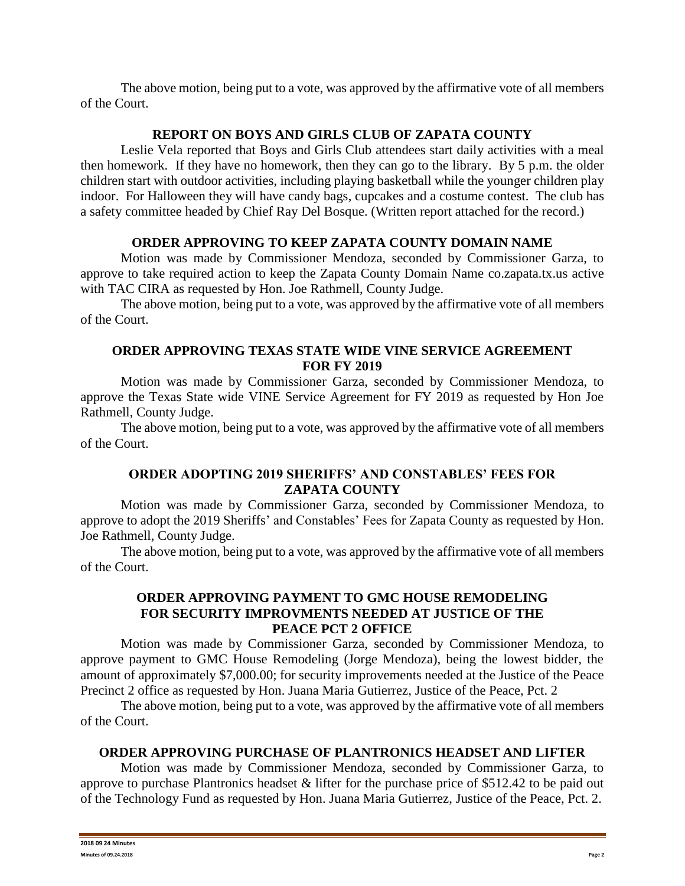The above motion, being put to a vote, was approved by the affirmative vote of all members of the Court.

## REPORT ON BOYS AND GIRLS CLUB OF ZAPATA COUNTY

Leslie Vela reported that Boys and Girls Club attendees start daily activities with a meal then homework. If they have no homework, then they can go to the library. By 5 p.m. the older children start with outdoor activities, including playing basketball while the younger children play indoor. For Halloween they will have candy bags, cupcakes and a costume contest. The club has a safety committee headed by Chief Ray Del Bosque. (Written report attached for the record.)

## ORDER APPROVING TO KEEP ZAPATA COUNTY DOMAIN NAME

Motion was made by Commissioner Mendoza, seconded by Commissioner Garza, to approve to take required action to keep the Zapata County Domain Name co.zapata.tx.us active with TAC CIRA as requested by Hon. Joe Rathmell, County Judge.

The above motion, being put to a vote, was approved by the affirmative vote of all members of the Court.

## ORDER APPROVING TEXAS STATE WIDE VINE SERVICE AGREEMENT FOR FY 2019

Motion was made by Commissioner Garza, seconded by Commissioner Mendoza, to approve the Texas State wide VINE Service Agreement for FY 2019 as requested by Hon Joe Rathmell, County Judge.

The above motion, being put to a vote, was approved by the affirmative vote of all members of the Court.

## ORDER ADOPTING 2019 SHERIFFS' AND CONSTABLES' FEES FOR ZAPATA COUNTY

Motion was made by Commissioner Garza, seconded by Commissioner Mendoza, to approve to adopt the 2019 Sheriffs' and Constables' Fees for Zapata County as requested by Hon. Joe Rathmell, County Judge.

The above motion, being put to a vote, was approved by the affirmative vote of all members of the Court.

## ORDER APPROVING PAYMENT TO GMC HOUSE REMODELING FOR SECURITY IMPROVMENTS NEEDED AT JUSTICE OF THE PEACE PCT 2 OFFICE

Motion was made by Commissioner Garza, seconded by Commissioner Mendoza, to approve payment to GMC House Remodeling (Jorge Mendoza), being the lowest bidder, the amount of approximately $7,000.00; for security improvements needed at the Justice of the Peace Precinct 2 office as requested by Hon. Juana Maria Gutierrez, Justice of the Peace, Pct. 2

The above motion, being put to a vote, was approved by the affirmative vote of all members of the Court.

## ORDER APPROVING PURCHASE OF PLANTRONICS HEADSET AND LIFTER

Motion was made by Commissioner Mendoza, seconded by Commissioner Garza, to approve to purchase Plantronics headset & lifter for the purchase price of $512.42 to be paid out of the Technology Fund as requested by Hon. Juana Maria Gutierrez, Justice of the Peace, Pct. 2.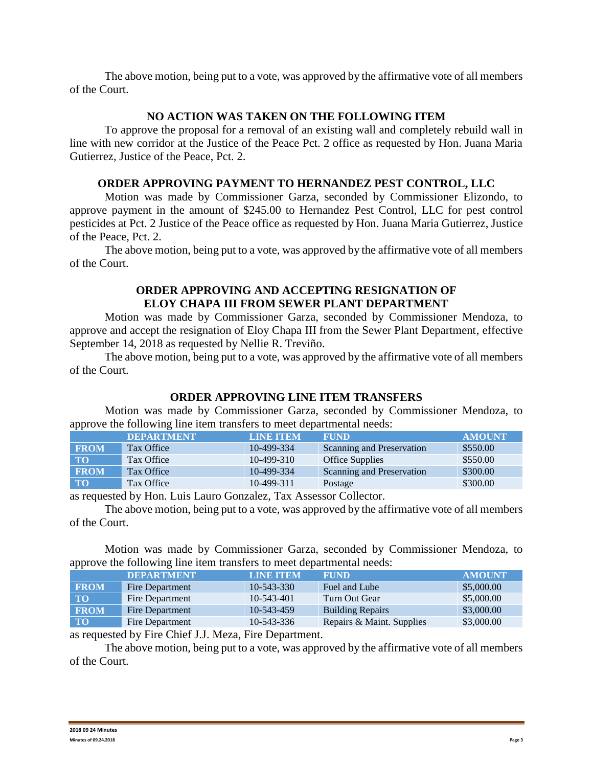The above motion, being put to a vote, was approved by the affirmative vote of all members of the Court.

### NO ACTION WAS TAKEN ON THE FOLLOWING ITEM

To approve the proposal for a removal of an existing wall and completely rebuild wall in line with new corridor at the Justice of the Peace Pct. 2 office as requested by Hon. Juana Maria Gutierrez, Justice of the Peace, Pct. 2.

### ORDER APPROVING PAYMENT TO HERNANDEZ PEST CONTROL, LLC

Motion was made by Commissioner Garza, seconded by Commissioner Elizondo, to approve payment in the amount of $245.00 to Hernandez Pest Control, LLC for pest control pesticides at Pct. 2 Justice of the Peace office as requested by Hon. Juana Maria Gutierrez, Justice of the Peace, Pct. 2.

The above motion, being put to a vote, was approved by the affirmative vote of all members of the Court.

### ORDER APPROVING AND ACCEPTING RESIGNATION OF ELOY CHAPA III FROM SEWER PLANT DEPARTMENT

Motion was made by Commissioner Garza, seconded by Commissioner Mendoza, to approve and accept the resignation of Eloy Chapa III from the Sewer Plant Department, effective September 14, 2018 as requested by Nellie R. Treviño.

The above motion, being put to a vote, was approved by the affirmative vote of all members of the Court.

### ORDER APPROVING LINE ITEM TRANSFERS

Motion was made by Commissioner Garza, seconded by Commissioner Mendoza, to approve the following line item transfers to meet departmental needs:

| | DEPARTMENT | LINE ITEM | FUND | AMOUNT |
|---|---|---|---|---|
| FROM | Tax Office | 10-499-334 | Scanning and Preservation | $550.00 |
| TO | Tax Office | 10-499-310 | Office Supplies | $550.00 |
| FROM | Tax Office | 10-499-334 | Scanning and Preservation | $300.00 |
| TO | Tax Office | 10-499-311 | Postage | $300.00 |

as requested by Hon. Luis Lauro Gonzalez, Tax Assessor Collector.

The above motion, being put to a vote, was approved by the affirmative vote of all members of the Court.

Motion was made by Commissioner Garza, seconded by Commissioner Mendoza, to approve the following line item transfers to meet departmental needs:

| | DEPARTMENT | LINE ITEM | FUND | AMOUNT |
|---|---|---|---|---|
| FROM | Fire Department | 10-543-330 | Fuel and Lube | $5,000.00 |
| TO | Fire Department | 10-543-401 | Turn Out Gear | $5,000.00 |
| FROM | Fire Department | 10-543-459 | Building Repairs | $3,000.00 |
| TO | Fire Department | 10-543-336 | Repairs & Maint. Supplies | $3,000.00 |

as requested by Fire Chief J.J. Meza, Fire Department.

The above motion, being put to a vote, was approved by the affirmative vote of all members of the Court.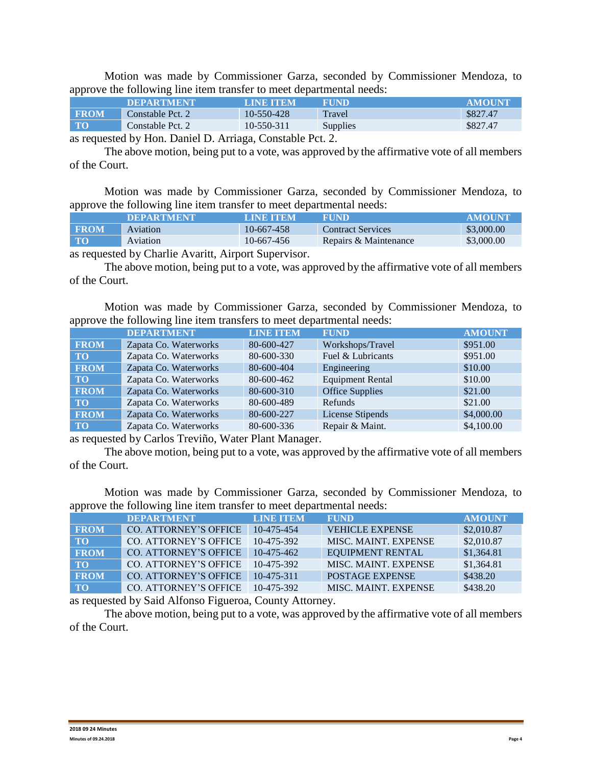Motion was made by Commissioner Garza, seconded by Commissioner Mendoza, to approve the following line item transfer to meet departmental needs:

| | DEPARTMENT | LINE ITEM | FUND | AMOUNT |
|---|---|---|---|---|
| FROM | Constable Pct. 2 | 10-550-428 | Travel | $827.47 |
| TO | Constable Pct. 2 | 10-550-311 | Supplies | $827.47 |

as requested by Hon. Daniel D. Arriaga, Constable Pct. 2.

The above motion, being put to a vote, was approved by the affirmative vote of all members of the Court.

Motion was made by Commissioner Garza, seconded by Commissioner Mendoza, to approve the following line item transfer to meet departmental needs:

| | DEPARTMENT | LINE ITEM | FUND | AMOUNT |
|---|---|---|---|---|
| FROM | Aviation | 10-667-458 | Contract Services | $3,000.00 |
| TO | Aviation | 10-667-456 | Repairs & Maintenance | $3,000.00 |

as requested by Charlie Avaritt, Airport Supervisor.

The above motion, being put to a vote, was approved by the affirmative vote of all members of the Court.

Motion was made by Commissioner Garza, seconded by Commissioner Mendoza, to approve the following line item transfers to meet departmental needs:

| | DEPARTMENT | LINE ITEM | FUND | AMOUNT |
|---|---|---|---|---|
| FROM | Zapata Co. Waterworks | 80-600-427 | Workshops/Travel | $951.00 |
| TO | Zapata Co. Waterworks | 80-600-330 | Fuel & Lubricants | $951.00 |
| FROM | Zapata Co. Waterworks | 80-600-404 | Engineering | $10.00 |
| TO | Zapata Co. Waterworks | 80-600-462 | Equipment Rental | $10.00 |
| FROM | Zapata Co. Waterworks | 80-600-310 | Office Supplies | $21.00 |
| TO | Zapata Co. Waterworks | 80-600-489 | Refunds | $21.00 |
| FROM | Zapata Co. Waterworks | 80-600-227 | License Stipends | $4,000.00 |
| TO | Zapata Co. Waterworks | 80-600-336 | Repair & Maint. | $4,100.00 |

as requested by Carlos Treviño, Water Plant Manager.

The above motion, being put to a vote, was approved by the affirmative vote of all members of the Court.

Motion was made by Commissioner Garza, seconded by Commissioner Mendoza, to approve the following line item transfer to meet departmental needs:

| | DEPARTMENT | LINE ITEM | FUND | AMOUNT |
|---|---|---|---|---|
| FROM | CO. ATTORNEY'S OFFICE | 10-475-454 | VEHICLE EXPENSE | $2,010.87 |
| TO | CO. ATTORNEY'S OFFICE | 10-475-392 | MISC. MAINT. EXPENSE | $2,010.87 |
| FROM | CO. ATTORNEY'S OFFICE | 10-475-462 | EQUIPMENT RENTAL | $1,364.81 |
| TO | CO. ATTORNEY'S OFFICE | 10-475-392 | MISC. MAINT. EXPENSE | $1,364.81 |
| FROM | CO. ATTORNEY'S OFFICE | 10-475-311 | POSTAGE EXPENSE | $438.20 |
| TO | CO. ATTORNEY'S OFFICE | 10-475-392 | MISC. MAINT. EXPENSE | $438.20 |

as requested by Said Alfonso Figueroa, County Attorney.

The above motion, being put to a vote, was approved by the affirmative vote of all members of the Court.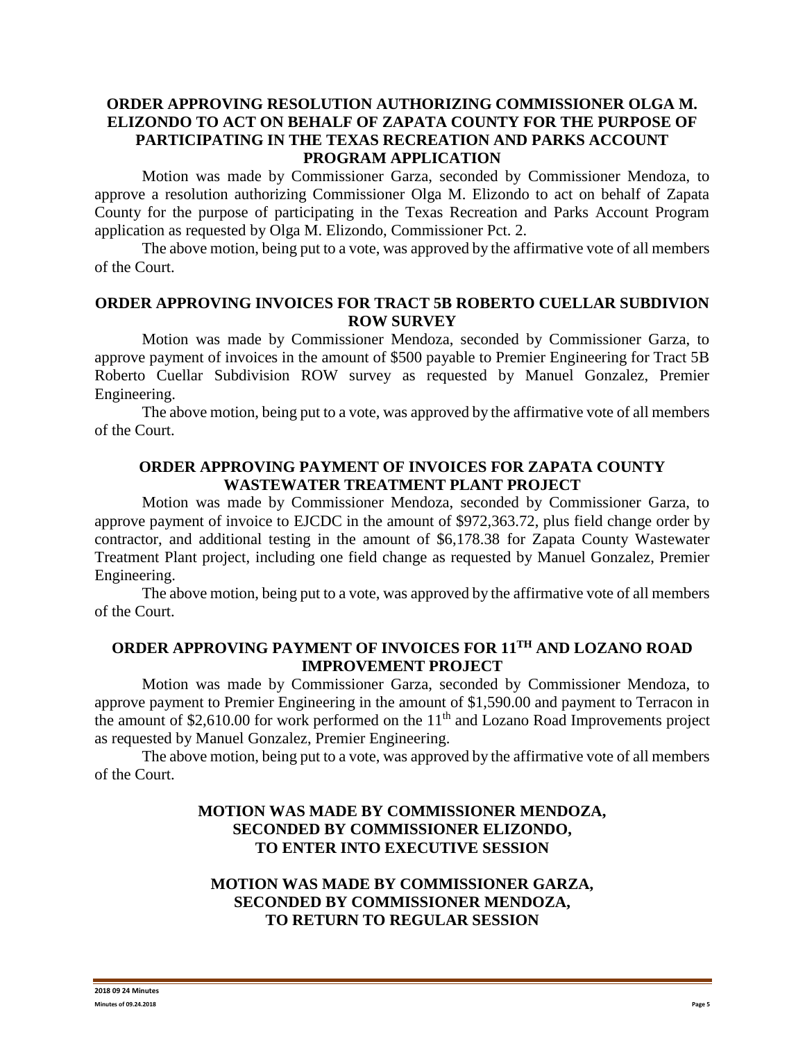## ORDER APPROVING RESOLUTION AUTHORIZING COMMISSIONER OLGA M. ELIZONDO TO ACT ON BEHALF OF ZAPATA COUNTY FOR THE PURPOSE OF PARTICIPATING IN THE TEXAS RECREATION AND PARKS ACCOUNT PROGRAM APPLICATION

Motion was made by Commissioner Garza, seconded by Commissioner Mendoza, to approve a resolution authorizing Commissioner Olga M. Elizondo to act on behalf of Zapata County for the purpose of participating in the Texas Recreation and Parks Account Program application as requested by Olga M. Elizondo, Commissioner Pct. 2.

The above motion, being put to a vote, was approved by the affirmative vote of all members of the Court.

## ORDER APPROVING INVOICES FOR TRACT 5B ROBERTO CUELLAR SUBDIVION ROW SURVEY

Motion was made by Commissioner Mendoza, seconded by Commissioner Garza, to approve payment of invoices in the amount of $500 payable to Premier Engineering for Tract 5B Roberto Cuellar Subdivision ROW survey as requested by Manuel Gonzalez, Premier Engineering.

The above motion, being put to a vote, was approved by the affirmative vote of all members of the Court.

## ORDER APPROVING PAYMENT OF INVOICES FOR ZAPATA COUNTY WASTEWATER TREATMENT PLANT PROJECT

Motion was made by Commissioner Mendoza, seconded by Commissioner Garza, to approve payment of invoice to EJCDC in the amount of $972,363.72, plus field change order by contractor, and additional testing in the amount of $6,178.38 for Zapata County Wastewater Treatment Plant project, including one field change as requested by Manuel Gonzalez, Premier Engineering.

The above motion, being put to a vote, was approved by the affirmative vote of all members of the Court.

## ORDER APPROVING PAYMENT OF INVOICES FOR 11TH AND LOZANO ROAD IMPROVEMENT PROJECT

Motion was made by Commissioner Garza, seconded by Commissioner Mendoza, to approve payment to Premier Engineering in the amount of $1,590.00 and payment to Terracon in the amount of $2,610.00 for work performed on the 11th and Lozano Road Improvements project as requested by Manuel Gonzalez, Premier Engineering.

The above motion, being put to a vote, was approved by the affirmative vote of all members of the Court.

## MOTION WAS MADE BY COMMISSIONER MENDOZA, SECONDED BY COMMISSIONER ELIZONDO, TO ENTER INTO EXECUTIVE SESSION

## MOTION WAS MADE BY COMMISSIONER GARZA, SECONDED BY COMMISSIONER MENDOZA, TO RETURN TO REGULAR SESSION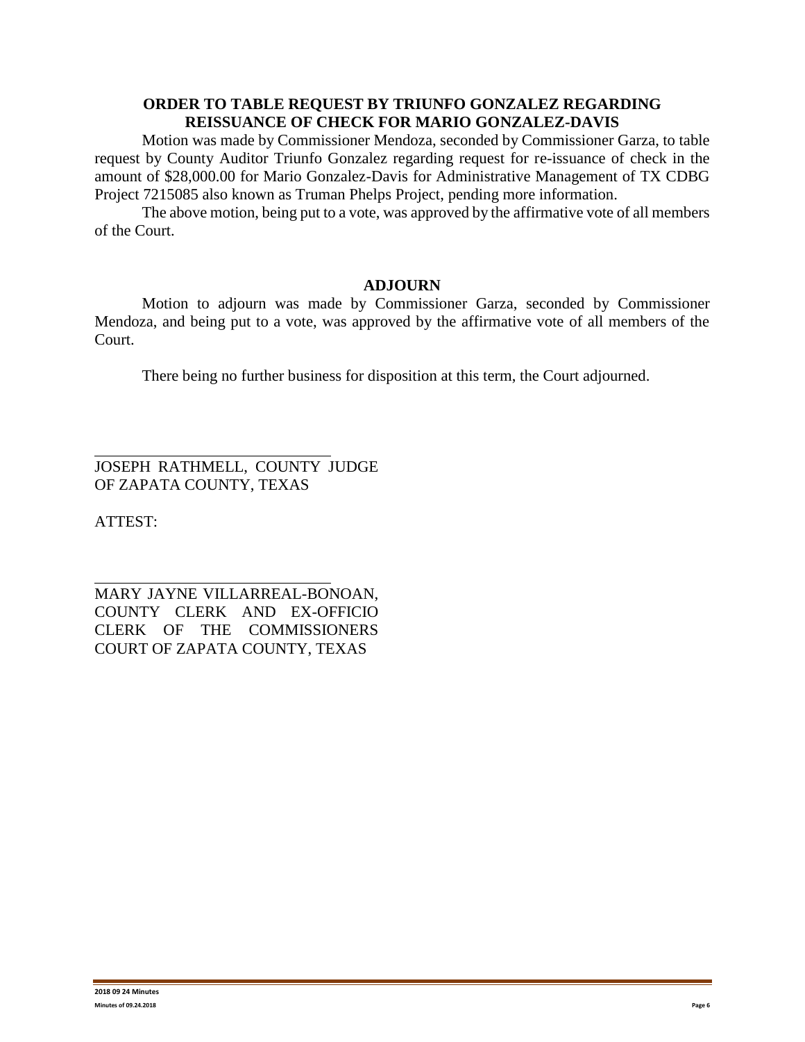**ORDER TO TABLE REQUEST BY TRIUNFO GONZALEZ REGARDING REISSUANCE OF CHECK FOR MARIO GONZALEZ-DAVIS**

Motion was made by Commissioner Mendoza, seconded by Commissioner Garza, to table request by County Auditor Triunfo Gonzalez regarding request for re-issuance of check in the amount of $28,000.00 for Mario Gonzalez-Davis for Administrative Management of TX CDBG Project 7215085 also known as Truman Phelps Project, pending more information.

The above motion, being put to a vote, was approved by the affirmative vote of all members of the Court.

**ADJOURN**

Motion to adjourn was made by Commissioner Garza, seconded by Commissioner Mendoza, and being put to a vote, was approved by the affirmative vote of all members of the Court.

There being no further business for disposition at this term, the Court adjourned.

\_\_\_\_\_\_\_\_\_\_\_\_\_\_\_\_\_\_\_\_\_\_\_\_\_\_\_\_\_\_

JOSEPH RATHMELL, COUNTY JUDGE
OF ZAPATA COUNTY, TEXAS

ATTEST:

\_\_\_\_\_\_\_\_\_\_\_\_\_\_\_\_\_\_\_\_\_\_\_\_\_\_\_\_\_\_

MARY JAYNE VILLARREAL-BONOAN,
COUNTY CLERK AND EX-OFFICIO
CLERK OF THE COMMISSIONERS
COURT OF ZAPATA COUNTY, TEXAS